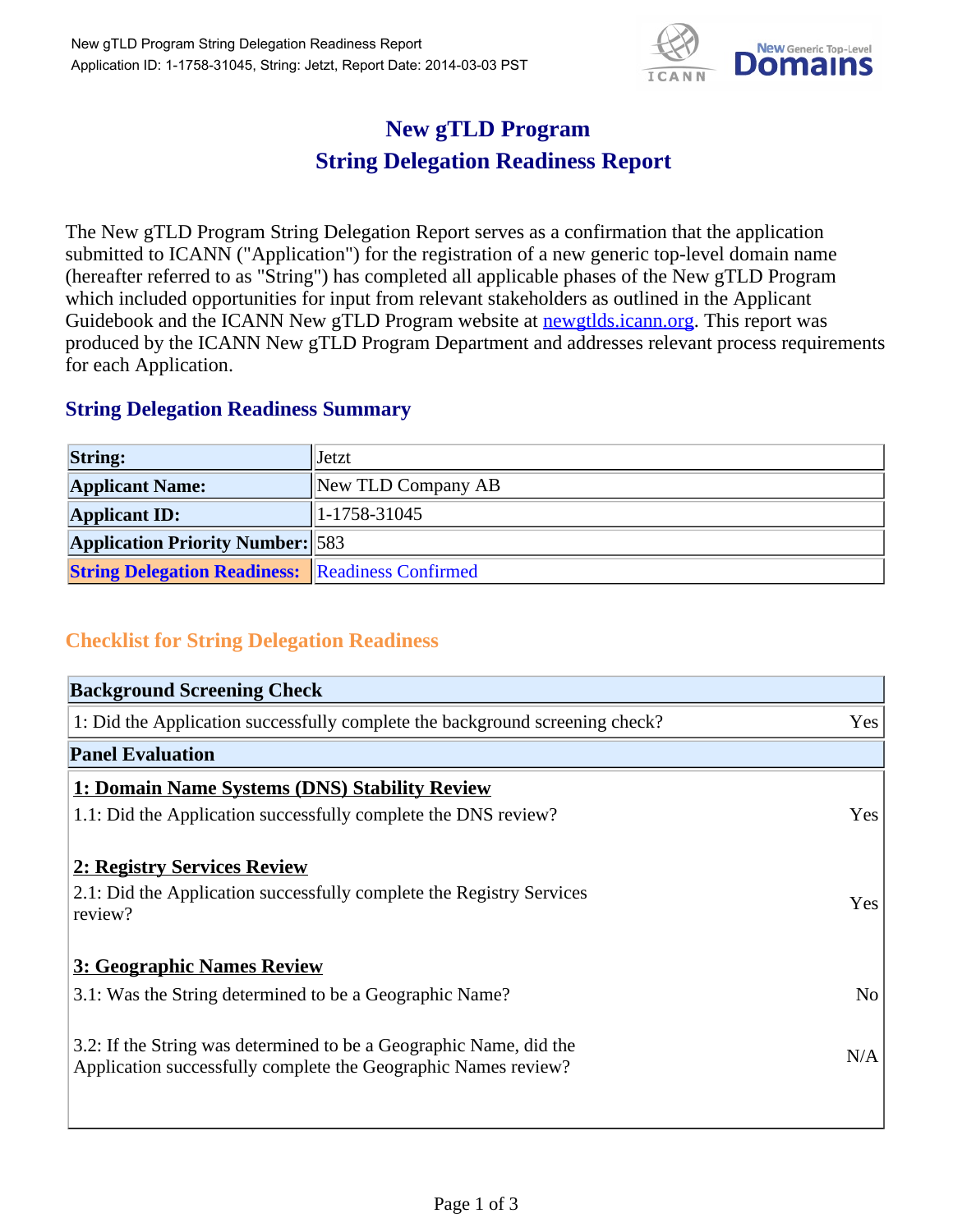# New gTLD Program
# String Delegation Readiness Report

The New gTLD Program String Delegation Report serves as a confirmation that the application submitted to ICANN ("Application") for the registration of a new generic top-level domain name (hereafter referred to as "String") has completed all applicable phases of the New gTLD Program which included opportunities for input from relevant stakeholders as outlined in the Applicant Guidebook and the ICANN New gTLD Program website at newgtlds.icann.org. This report was produced by the ICANN New gTLD Program Department and addresses relevant process requirements for each Application.

## String Delegation Readiness Summary

| | |
|---|---|
| **String:** | Jetzt |
| **Applicant Name:** | New TLD Company AB |
| **Applicant ID:** | 1-1758-31045 |
| **Application Priority Number:** | 583 |
| **String Delegation Readiness:** | Readiness Confirmed |

## Checklist for String Delegation Readiness

| **Background Screening Check** | |
|---|---|
| 1: Did the Application successfully complete the background screening check? | Yes |
| **Panel Evaluation** | |
| **1: Domain Name Systems (DNS) Stability Review** | |
| 1.1: Did the Application successfully complete the DNS review? | Yes |
| **2: Registry Services Review** | |
| 2.1: Did the Application successfully complete the Registry Services review? | Yes |
| **3: Geographic Names Review** | |
| 3.1: Was the String determined to be a Geographic Name? | No |
| 3.2: If the String was determined to be a Geographic Name, did the Application successfully complete the Geographic Names review? | N/A |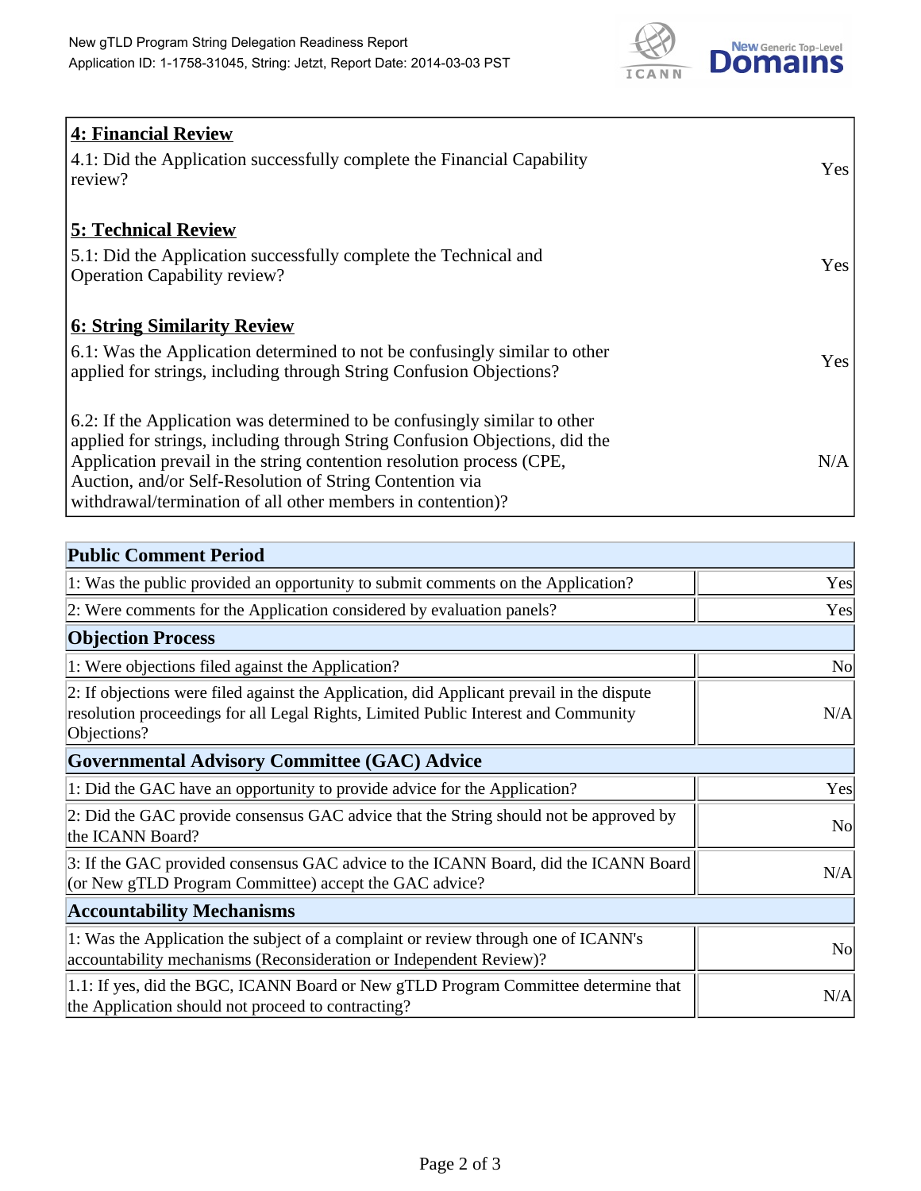| **4: Financial Review** | |
|---|---|
| 4.1: Did the Application successfully complete the Financial Capability review? | Yes |
| **5: Technical Review** | |
| 5.1: Did the Application successfully complete the Technical and Operation Capability review? | Yes |
| **6: String Similarity Review** | |
| 6.1: Was the Application determined to not be confusingly similar to other applied for strings, including through String Confusion Objections? | Yes |
| 6.2: If the Application was determined to be confusingly similar to other applied for strings, including through String Confusion Objections, did the Application prevail in the string contention resolution process (CPE, Auction, and/or Self-Resolution of String Contention via withdrawal/termination of all other members in contention)? | N/A |

| **Public Comment Period** | |
|---|---|
| 1: Was the public provided an opportunity to submit comments on the Application? | Yes |
| 2: Were comments for the Application considered by evaluation panels? | Yes |
| **Objection Process** | |
| 1: Were objections filed against the Application? | No |
| 2: If objections were filed against the Application, did Applicant prevail in the dispute resolution proceedings for all Legal Rights, Limited Public Interest and Community Objections? | N/A |
| **Governmental Advisory Committee (GAC) Advice** | |
| 1: Did the GAC have an opportunity to provide advice for the Application? | Yes |
| 2: Did the GAC provide consensus GAC advice that the String should not be approved by the ICANN Board? | No |
| 3: If the GAC provided consensus GAC advice to the ICANN Board, did the ICANN Board (or New gTLD Program Committee) accept the GAC advice? | N/A |
| **Accountability Mechanisms** | |
| 1: Was the Application the subject of a complaint or review through one of ICANN's accountability mechanisms (Reconsideration or Independent Review)? | No |
| 1.1: If yes, did the BGC, ICANN Board or New gTLD Program Committee determine that the Application should not proceed to contracting? | N/A |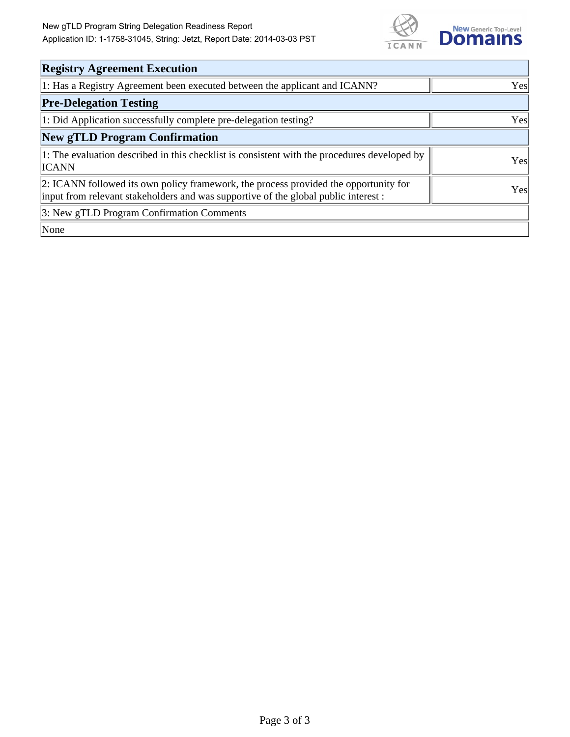## Registry Agreement Execution

| | |
|---|---|
| 1: Has a Registry Agreement been executed between the applicant and ICANN? | Yes |

## Pre-Delegation Testing

| | |
|---|---|
| 1: Did Application successfully complete pre-delegation testing? | Yes |

## New gTLD Program Confirmation

| | |
|---|---|
| 1: The evaluation described in this checklist is consistent with the procedures developed by ICANN | Yes |
| 2: ICANN followed its own policy framework, the process provided the opportunity for input from relevant stakeholders and was supportive of the global public interest : | Yes |

3: New gTLD Program Confirmation Comments

None